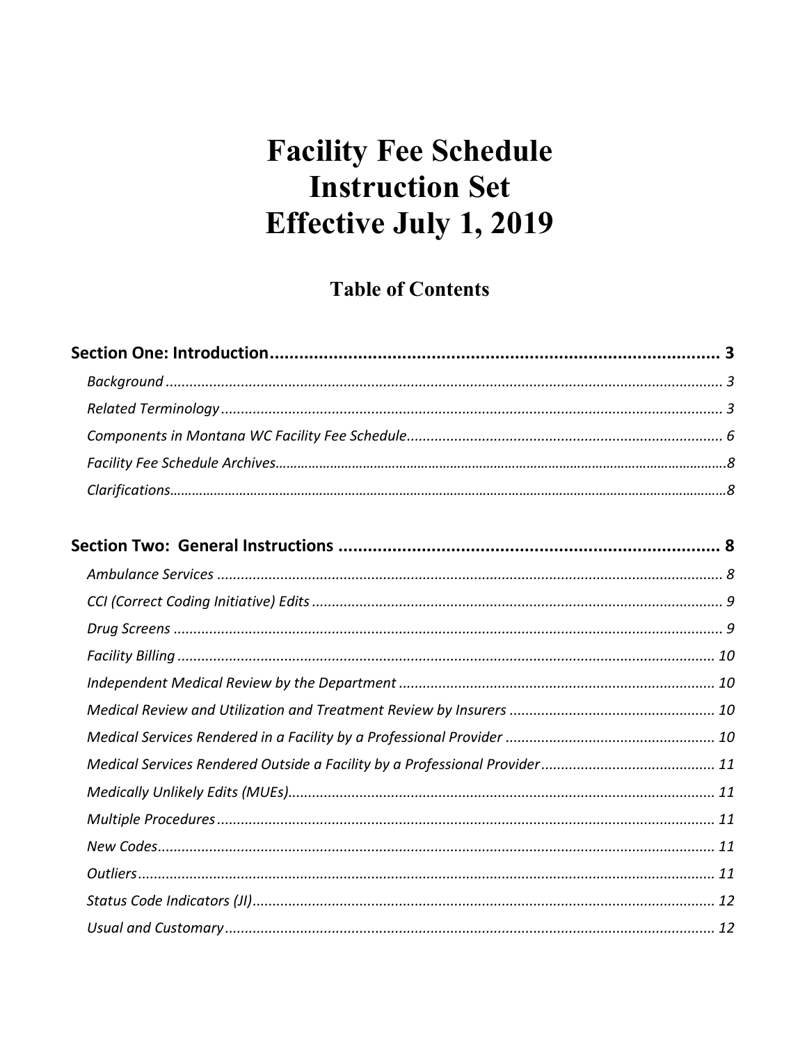# Facility Fee Schedule Instruction Set Effective July 1, 2019

## Table of Contents

**Section One: Introduction** ........................................................ 3

*Background* ........................................................ 3

*Related Terminology* ........................................................ 3

*Components in Montana WC Facility Fee Schedule* ........................................................ 6

*Facility Fee Schedule Archives* ........................................................ 8

*Clarifications* ........................................................ 8

**Section Two: General Instructions** ........................................................ 8

*Ambulance Services* ........................................................ 8

*CCI (Correct Coding Initiative) Edits* ........................................................ 9

*Drug Screens* ........................................................ 9

*Facility Billing* ........................................................ 10

*Independent Medical Review by the Department* ........................................................ 10

*Medical Review and Utilization and Treatment Review by Insurers* ........................................................ 10

*Medical Services Rendered in a Facility by a Professional Provider* ........................................................ 10

*Medical Services Rendered Outside a Facility by a Professional Provider* ........................................................ 11

*Medically Unlikely Edits (MUEs)* ........................................................ 11

*Multiple Procedures* ........................................................ 11

*New Codes* ........................................................ 11

*Outliers* ........................................................ 11

*Status Code Indicators (JI)* ........................................................ 12

*Usual and Customary* ........................................................ 12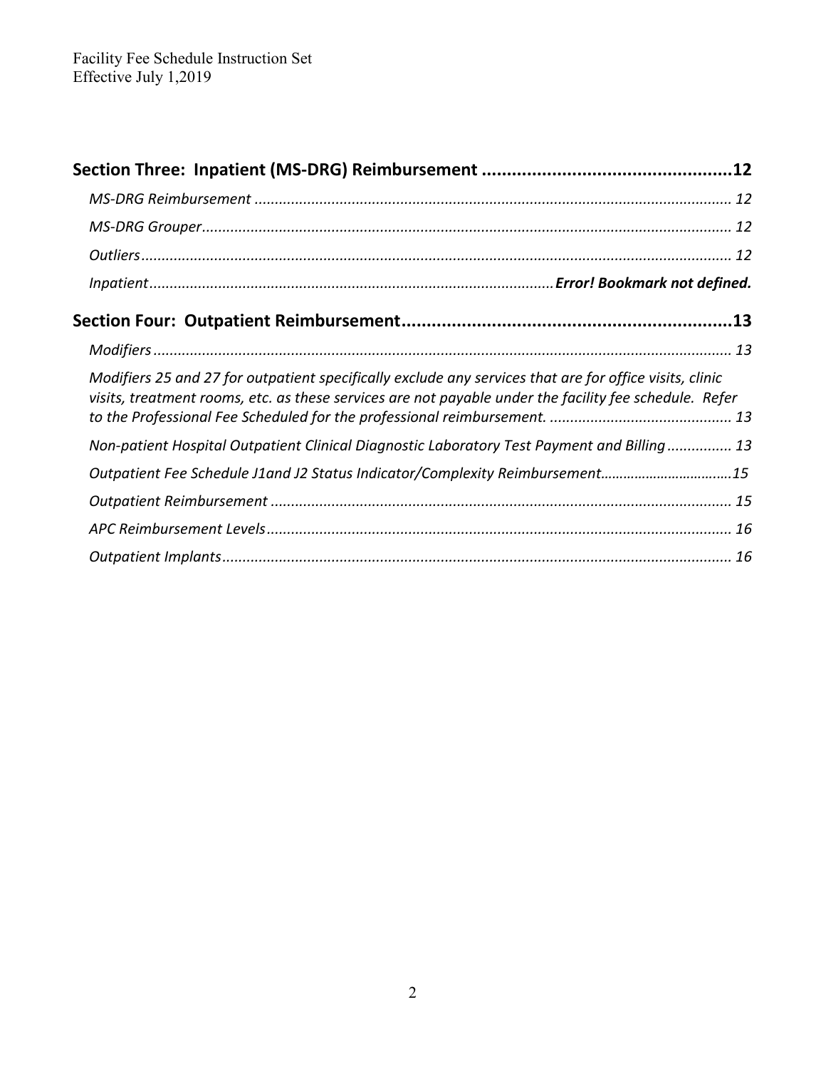**Section Three: Inpatient (MS-DRG) Reimbursement ................................................. 12**

*MS-DRG Reimbursement ................................................................................................. 12*

*MS-DRG Grouper ............................................................................................................ 12*

*Outliers ........................................................................................................................... 12*

*Inpatient ........................................................................................ **Error! Bookmark not defined.***

**Section Four: Outpatient Reimbursement ................................................................. 13**

*Modifiers ......................................................................................................................... 13*

*Modifiers 25 and 27 for outpatient specifically exclude any services that are for office visits, clinic visits, treatment rooms, etc. as these services are not payable under the facility fee schedule. Refer to the Professional Fee Scheduled for the professional reimbursement. ........................................ 13*

*Non-patient Hospital Outpatient Clinical Diagnostic Laboratory Test Payment and Billing ................ 13*

*Outpatient Fee Schedule J1and J2 Status Indicator/Complexity Reimbursement ................................ 15*

*Outpatient Reimbursement ............................................................................................. 15*

*APC Reimbursement Levels ............................................................................................ 16*

*Outpatient Implants ........................................................................................................ 16*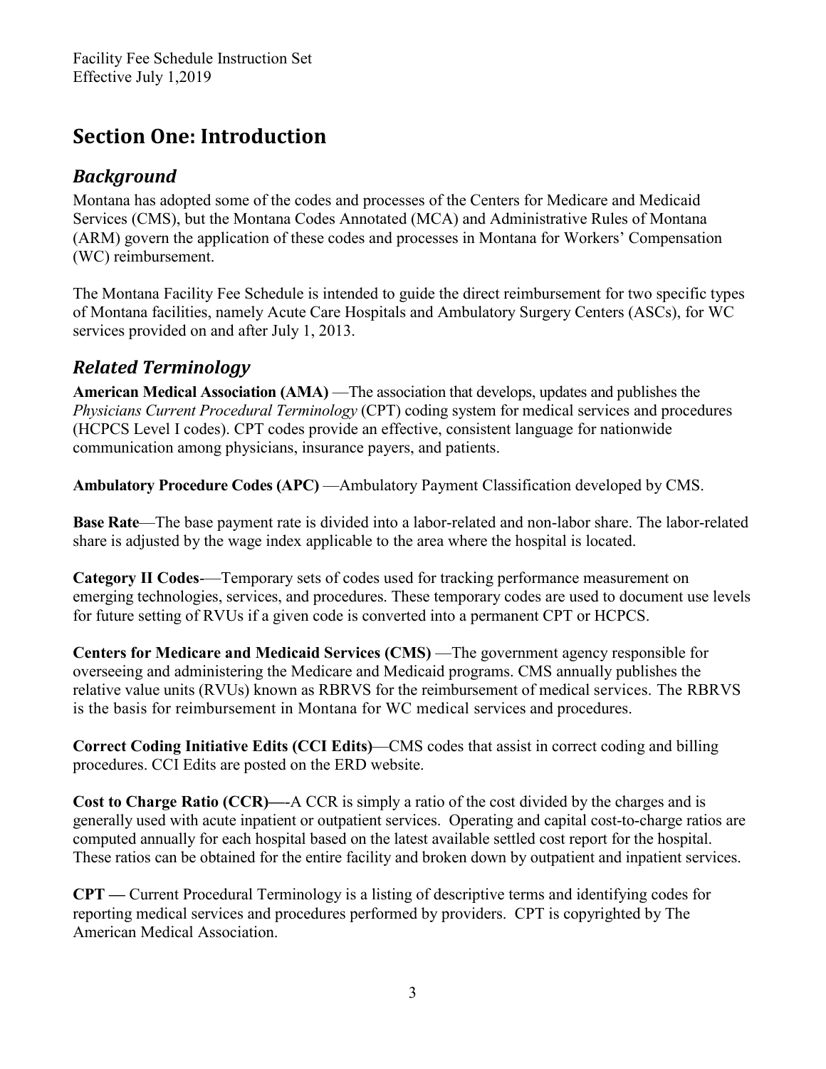# Section One: Introduction

## *Background*

Montana has adopted some of the codes and processes of the Centers for Medicare and Medicaid Services (CMS), but the Montana Codes Annotated (MCA) and Administrative Rules of Montana (ARM) govern the application of these codes and processes in Montana for Workers' Compensation (WC) reimbursement.

The Montana Facility Fee Schedule is intended to guide the direct reimbursement for two specific types of Montana facilities, namely Acute Care Hospitals and Ambulatory Surgery Centers (ASCs), for WC services provided on and after July 1, 2013.

## *Related Terminology*

**American Medical Association (AMA)** —The association that develops, updates and publishes the *Physicians Current Procedural Terminology* (CPT) coding system for medical services and procedures (HCPCS Level I codes). CPT codes provide an effective, consistent language for nationwide communication among physicians, insurance payers, and patients.

**Ambulatory Procedure Codes (APC)** —Ambulatory Payment Classification developed by CMS.

**Base Rate**—The base payment rate is divided into a labor-related and non-labor share. The labor-related share is adjusted by the wage index applicable to the area where the hospital is located.

**Category II Codes**-—Temporary sets of codes used for tracking performance measurement on emerging technologies, services, and procedures. These temporary codes are used to document use levels for future setting of RVUs if a given code is converted into a permanent CPT or HCPCS.

**Centers for Medicare and Medicaid Services (CMS)** —The government agency responsible for overseeing and administering the Medicare and Medicaid programs. CMS annually publishes the relative value units (RVUs) known as RBRVS for the reimbursement of medical services. The RBRVS is the basis for reimbursement in Montana for WC medical services and procedures.

**Correct Coding Initiative Edits (CCI Edits)**—CMS codes that assist in correct coding and billing procedures. CCI Edits are posted on the ERD website.

**Cost to Charge Ratio (CCR)**—-A CCR is simply a ratio of the cost divided by the charges and is generally used with acute inpatient or outpatient services. Operating and capital cost-to-charge ratios are computed annually for each hospital based on the latest available settled cost report for the hospital. These ratios can be obtained for the entire facility and broken down by outpatient and inpatient services.

**CPT —** Current Procedural Terminology is a listing of descriptive terms and identifying codes for reporting medical services and procedures performed by providers. CPT is copyrighted by The American Medical Association.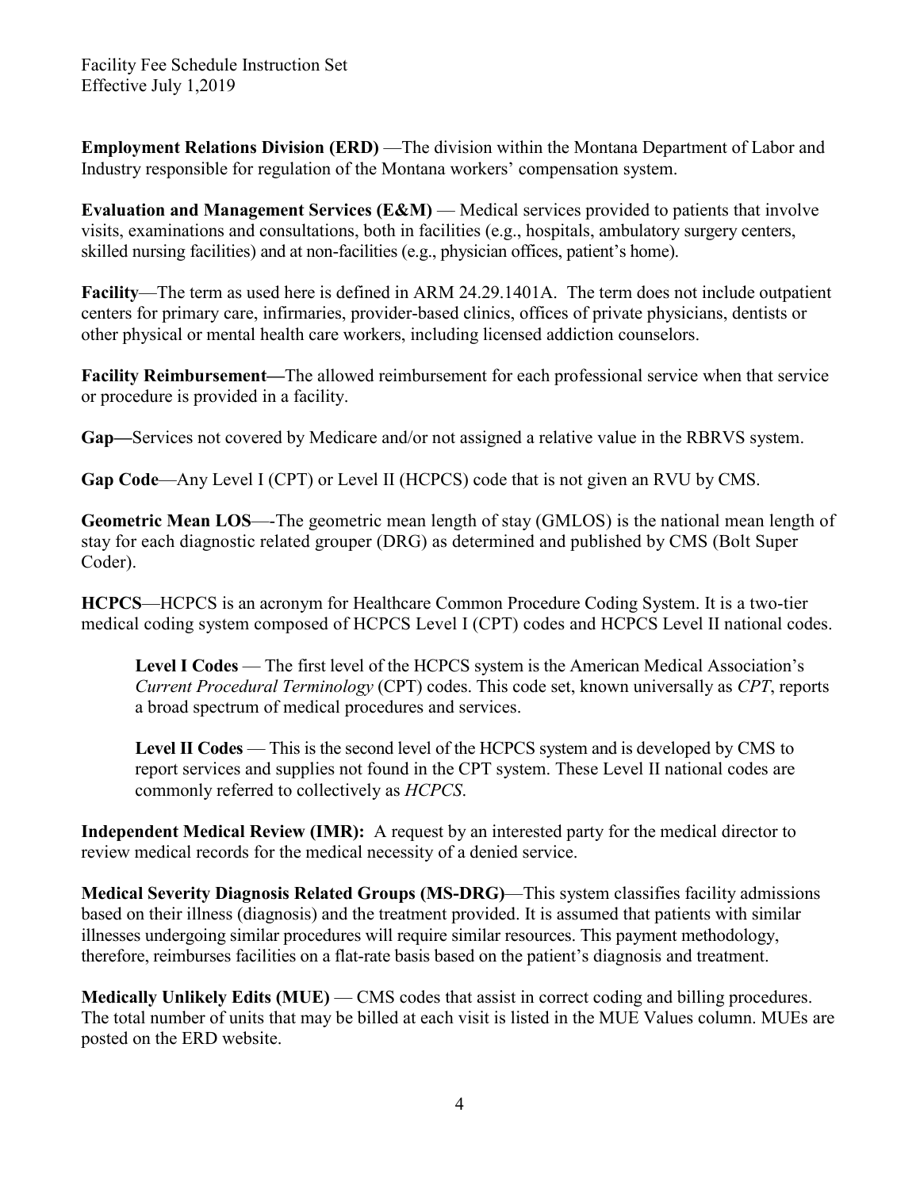**Employment Relations Division (ERD)** —The division within the Montana Department of Labor and Industry responsible for regulation of the Montana workers' compensation system.

**Evaluation and Management Services (E&M)** — Medical services provided to patients that involve visits, examinations and consultations, both in facilities (e.g., hospitals, ambulatory surgery centers, skilled nursing facilities) and at non-facilities (e.g., physician offices, patient's home).

**Facility**—The term as used here is defined in ARM 24.29.1401A. The term does not include outpatient centers for primary care, infirmaries, provider-based clinics, offices of private physicians, dentists or other physical or mental health care workers, including licensed addiction counselors.

**Facility Reimbursement—**The allowed reimbursement for each professional service when that service or procedure is provided in a facility.

**Gap—**Services not covered by Medicare and/or not assigned a relative value in the RBRVS system.

**Gap Code**—Any Level I (CPT) or Level II (HCPCS) code that is not given an RVU by CMS.

**Geometric Mean LOS**—-The geometric mean length of stay (GMLOS) is the national mean length of stay for each diagnostic related grouper (DRG) as determined and published by CMS (Bolt Super Coder).

**HCPCS**—HCPCS is an acronym for Healthcare Common Procedure Coding System. It is a two-tier medical coding system composed of HCPCS Level I (CPT) codes and HCPCS Level II national codes.

> **Level I Codes** — The first level of the HCPCS system is the American Medical Association's *Current Procedural Terminology* (CPT) codes. This code set, known universally as *CPT*, reports a broad spectrum of medical procedures and services.
>
> **Level II Codes** — This is the second level of the HCPCS system and is developed by CMS to report services and supplies not found in the CPT system. These Level II national codes are commonly referred to collectively as *HCPCS*.

**Independent Medical Review (IMR):** A request by an interested party for the medical director to review medical records for the medical necessity of a denied service.

**Medical Severity Diagnosis Related Groups (MS-DRG)**—This system classifies facility admissions based on their illness (diagnosis) and the treatment provided. It is assumed that patients with similar illnesses undergoing similar procedures will require similar resources. This payment methodology, therefore, reimburses facilities on a flat-rate basis based on the patient's diagnosis and treatment.

**Medically Unlikely Edits (MUE)** — CMS codes that assist in correct coding and billing procedures. The total number of units that may be billed at each visit is listed in the MUE Values column. MUEs are posted on the ERD website.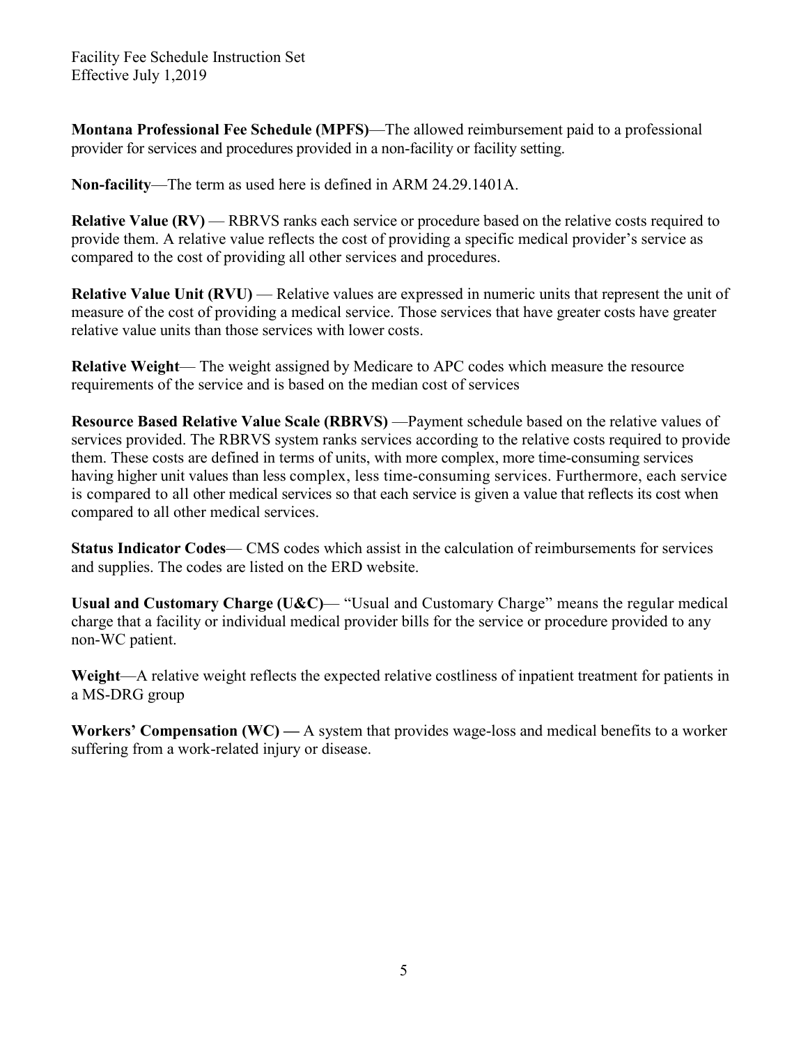**Montana Professional Fee Schedule (MPFS)**—The allowed reimbursement paid to a professional provider for services and procedures provided in a non-facility or facility setting.

**Non-facility**—The term as used here is defined in ARM 24.29.1401A.

**Relative Value (RV)** — RBRVS ranks each service or procedure based on the relative costs required to provide them. A relative value reflects the cost of providing a specific medical provider's service as compared to the cost of providing all other services and procedures.

**Relative Value Unit (RVU)** — Relative values are expressed in numeric units that represent the unit of measure of the cost of providing a medical service. Those services that have greater costs have greater relative value units than those services with lower costs.

**Relative Weight**— The weight assigned by Medicare to APC codes which measure the resource requirements of the service and is based on the median cost of services

**Resource Based Relative Value Scale (RBRVS)** —Payment schedule based on the relative values of services provided. The RBRVS system ranks services according to the relative costs required to provide them. These costs are defined in terms of units, with more complex, more time-consuming services having higher unit values than less complex, less time-consuming services. Furthermore, each service is compared to all other medical services so that each service is given a value that reflects its cost when compared to all other medical services.

**Status Indicator Codes**— CMS codes which assist in the calculation of reimbursements for services and supplies. The codes are listed on the ERD website.

**Usual and Customary Charge (U&C)**— "Usual and Customary Charge" means the regular medical charge that a facility or individual medical provider bills for the service or procedure provided to any non-WC patient.

**Weight**—A relative weight reflects the expected relative costliness of inpatient treatment for patients in a MS-DRG group

**Workers' Compensation (WC) —** A system that provides wage-loss and medical benefits to a worker suffering from a work-related injury or disease.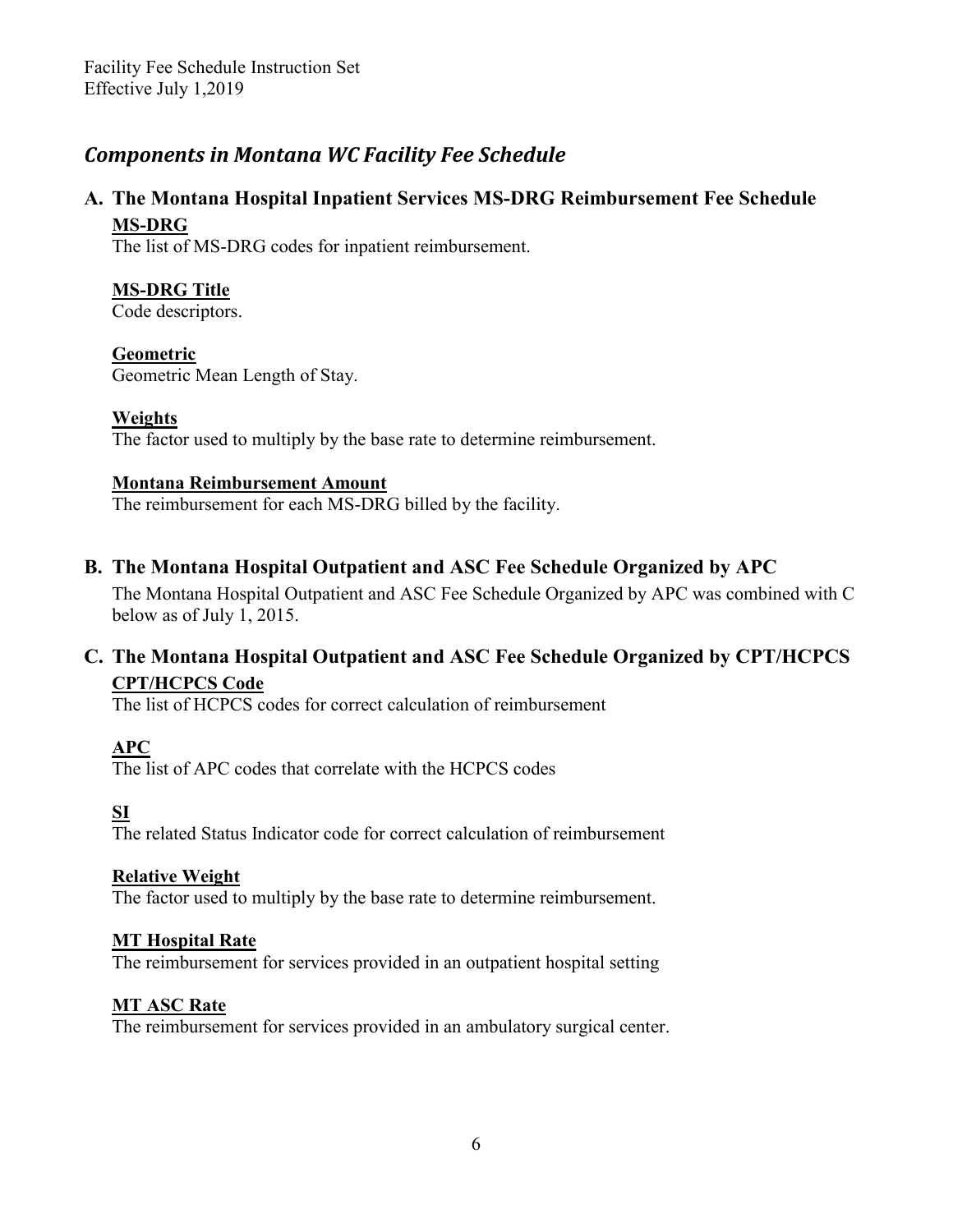## *Components in Montana WC Facility Fee Schedule*

### A. The Montana Hospital Inpatient Services MS-DRG Reimbursement Fee Schedule

**MS-DRG**

The list of MS-DRG codes for inpatient reimbursement.

**MS-DRG Title**

Code descriptors.

**Geometric**

Geometric Mean Length of Stay.

**Weights**

The factor used to multiply by the base rate to determine reimbursement.

**Montana Reimbursement Amount**

The reimbursement for each MS-DRG billed by the facility.

### B. The Montana Hospital Outpatient and ASC Fee Schedule Organized by APC

The Montana Hospital Outpatient and ASC Fee Schedule Organized by APC was combined with C below as of July 1, 2015.

### C. The Montana Hospital Outpatient and ASC Fee Schedule Organized by CPT/HCPCS

**CPT/HCPCS Code**

The list of HCPCS codes for correct calculation of reimbursement

**APC**

The list of APC codes that correlate with the HCPCS codes

**SI**

The related Status Indicator code for correct calculation of reimbursement

**Relative Weight**

The factor used to multiply by the base rate to determine reimbursement.

**MT Hospital Rate**

The reimbursement for services provided in an outpatient hospital setting

**MT ASC Rate**

The reimbursement for services provided in an ambulatory surgical center.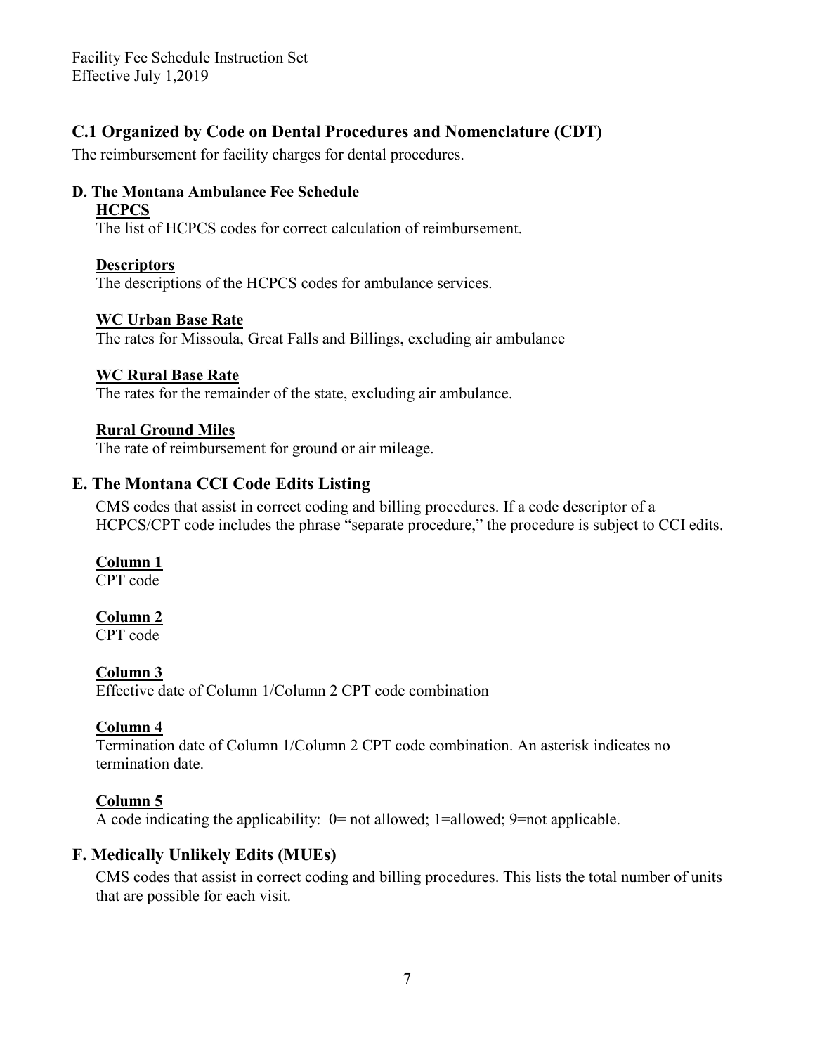## C.1 Organized by Code on Dental Procedures and Nomenclature (CDT)

The reimbursement for facility charges for dental procedures.

### D. The Montana Ambulance Fee Schedule

**HCPCS**

The list of HCPCS codes for correct calculation of reimbursement.

**Descriptors**

The descriptions of the HCPCS codes for ambulance services.

**WC Urban Base Rate**

The rates for Missoula, Great Falls and Billings, excluding air ambulance

**WC Rural Base Rate**

The rates for the remainder of the state, excluding air ambulance.

**Rural Ground Miles**

The rate of reimbursement for ground or air mileage.

## E. The Montana CCI Code Edits Listing

CMS codes that assist in correct coding and billing procedures. If a code descriptor of a HCPCS/CPT code includes the phrase "separate procedure," the procedure is subject to CCI edits.

**Column 1**

CPT code

**Column 2**

CPT code

**Column 3**

Effective date of Column 1/Column 2 CPT code combination

**Column 4**

Termination date of Column 1/Column 2 CPT code combination. An asterisk indicates no termination date.

**Column 5**

A code indicating the applicability: 0= not allowed; 1=allowed; 9=not applicable.

## F. Medically Unlikely Edits (MUEs)

CMS codes that assist in correct coding and billing procedures. This lists the total number of units that are possible for each visit.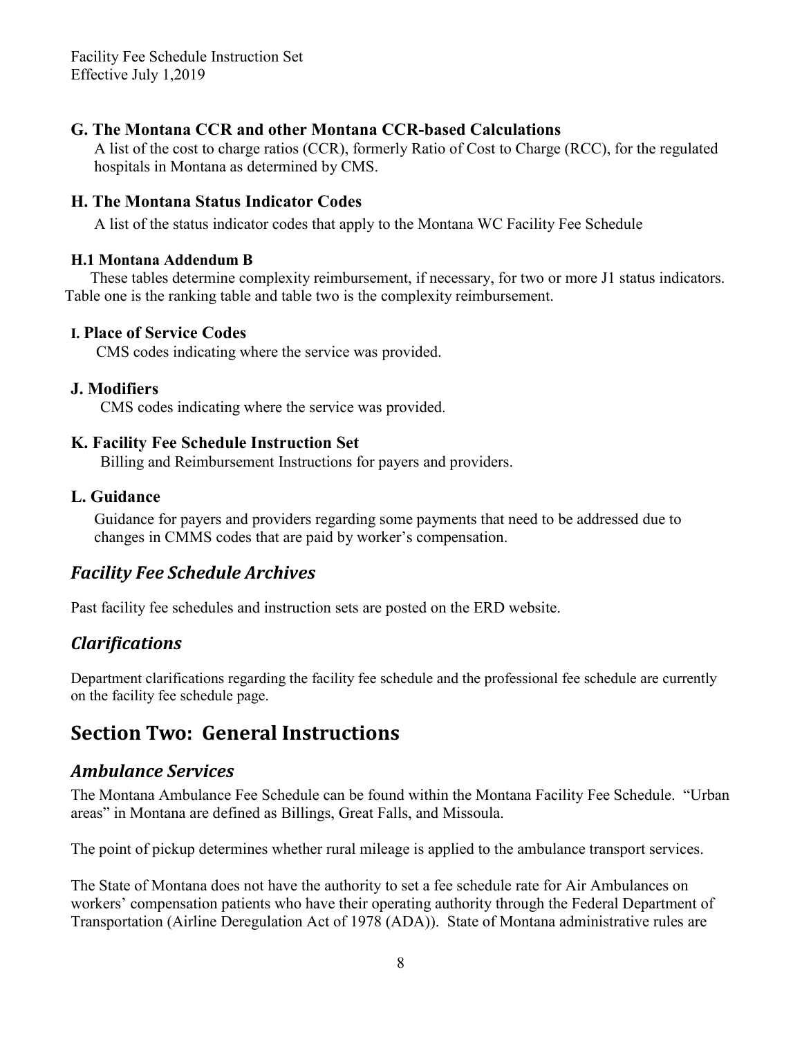### G. The Montana CCR and other Montana CCR-based Calculations

A list of the cost to charge ratios (CCR), formerly Ratio of Cost to Charge (RCC), for the regulated hospitals in Montana as determined by CMS.

### H. The Montana Status Indicator Codes

A list of the status indicator codes that apply to the Montana WC Facility Fee Schedule

#### H.1 Montana Addendum B

These tables determine complexity reimbursement, if necessary, for two or more J1 status indicators. Table one is the ranking table and table two is the complexity reimbursement.

#### I. Place of Service Codes

CMS codes indicating where the service was provided.

### J. Modifiers

CMS codes indicating where the service was provided.

### K. Facility Fee Schedule Instruction Set

Billing and Reimbursement Instructions for payers and providers.

### L. Guidance

Guidance for payers and providers regarding some payments that need to be addressed due to changes in CMMS codes that are paid by worker's compensation.

## *Facility Fee Schedule Archives*

Past facility fee schedules and instruction sets are posted on the ERD website.

## *Clarifications*

Department clarifications regarding the facility fee schedule and the professional fee schedule are currently on the facility fee schedule page.

# Section Two: General Instructions

## *Ambulance Services*

The Montana Ambulance Fee Schedule can be found within the Montana Facility Fee Schedule. "Urban areas" in Montana are defined as Billings, Great Falls, and Missoula.

The point of pickup determines whether rural mileage is applied to the ambulance transport services.

The State of Montana does not have the authority to set a fee schedule rate for Air Ambulances on workers' compensation patients who have their operating authority through the Federal Department of Transportation (Airline Deregulation Act of 1978 (ADA)). State of Montana administrative rules are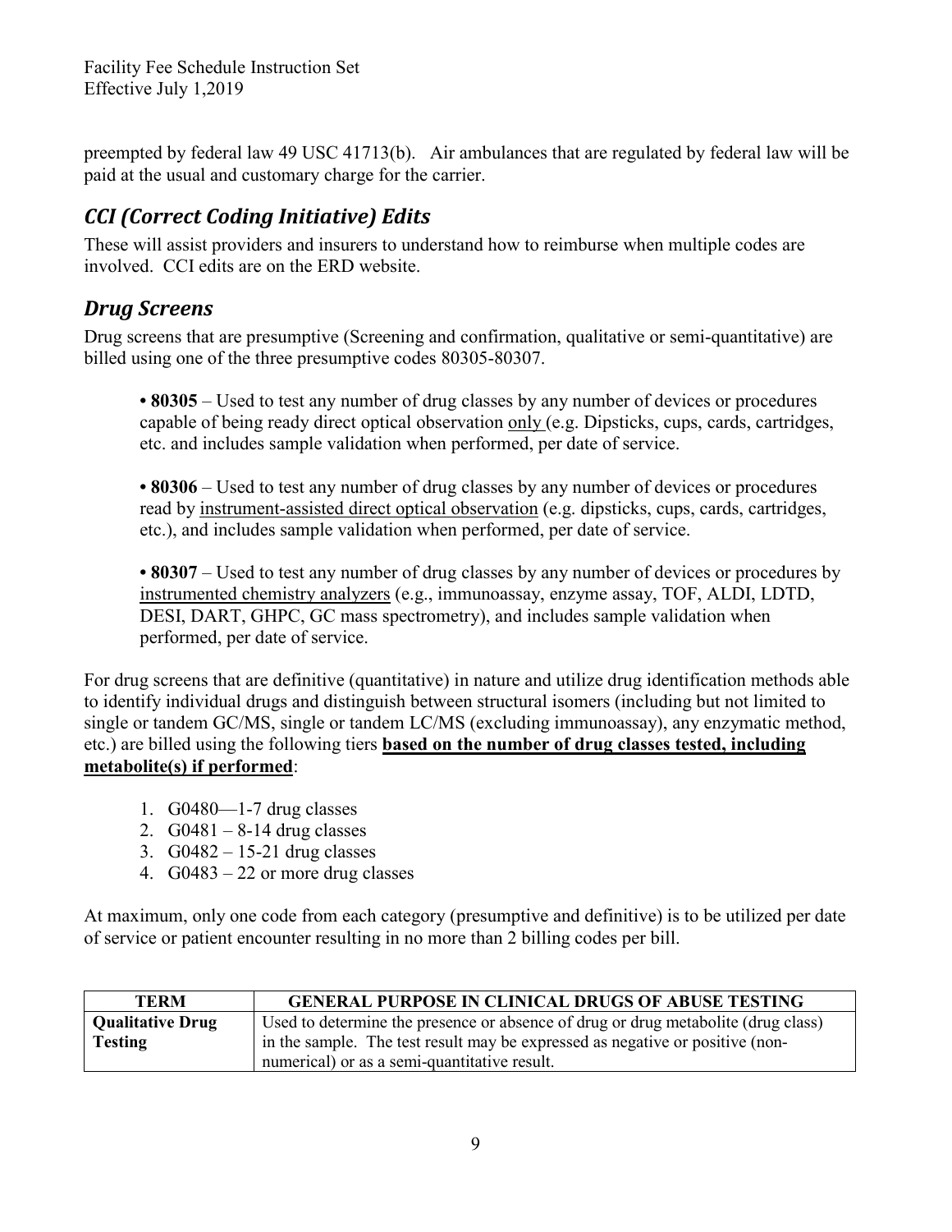preempted by federal law 49 USC 41713(b). Air ambulances that are regulated by federal law will be paid at the usual and customary charge for the carrier.

## *CCI (Correct Coding Initiative) Edits*

These will assist providers and insurers to understand how to reimburse when multiple codes are involved. CCI edits are on the ERD website.

## *Drug Screens*

Drug screens that are presumptive (Screening and confirmation, qualitative or semi-quantitative) are billed using one of the three presumptive codes 80305-80307.

> • **80305** – Used to test any number of drug classes by any number of devices or procedures capable of being ready direct optical observation <u>only</u> (e.g. Dipsticks, cups, cards, cartridges, etc. and includes sample validation when performed, per date of service.
>
> • **80306** – Used to test any number of drug classes by any number of devices or procedures read by <u>instrument-assisted direct optical observation</u> (e.g. dipsticks, cups, cards, cartridges, etc.), and includes sample validation when performed, per date of service.
>
> • **80307** – Used to test any number of drug classes by any number of devices or procedures by <u>instrumented chemistry analyzers</u> (e.g., immunoassay, enzyme assay, TOF, ALDI, LDTD, DESI, DART, GHPC, GC mass spectrometry), and includes sample validation when performed, per date of service.

For drug screens that are definitive (quantitative) in nature and utilize drug identification methods able to identify individual drugs and distinguish between structural isomers (including but not limited to single or tandem GC/MS, single or tandem LC/MS (excluding immunoassay), any enzymatic method, etc.) are billed using the following tiers **<u>based on the number of drug classes tested, including metabolite(s) if performed</u>**:

1. G0480—1-7 drug classes
2. G0481 – 8-14 drug classes
3. G0482 – 15-21 drug classes
4. G0483 – 22 or more drug classes

At maximum, only one code from each category (presumptive and definitive) is to be utilized per date of service or patient encounter resulting in no more than 2 billing codes per bill.

| TERM | GENERAL PURPOSE IN CLINICAL DRUGS OF ABUSE TESTING |
|---|---|
| **Qualitative Drug Testing** | Used to determine the presence or absence of drug or drug metabolite (drug class) in the sample. The test result may be expressed as negative or positive (non-numerical) or as a semi-quantitative result. |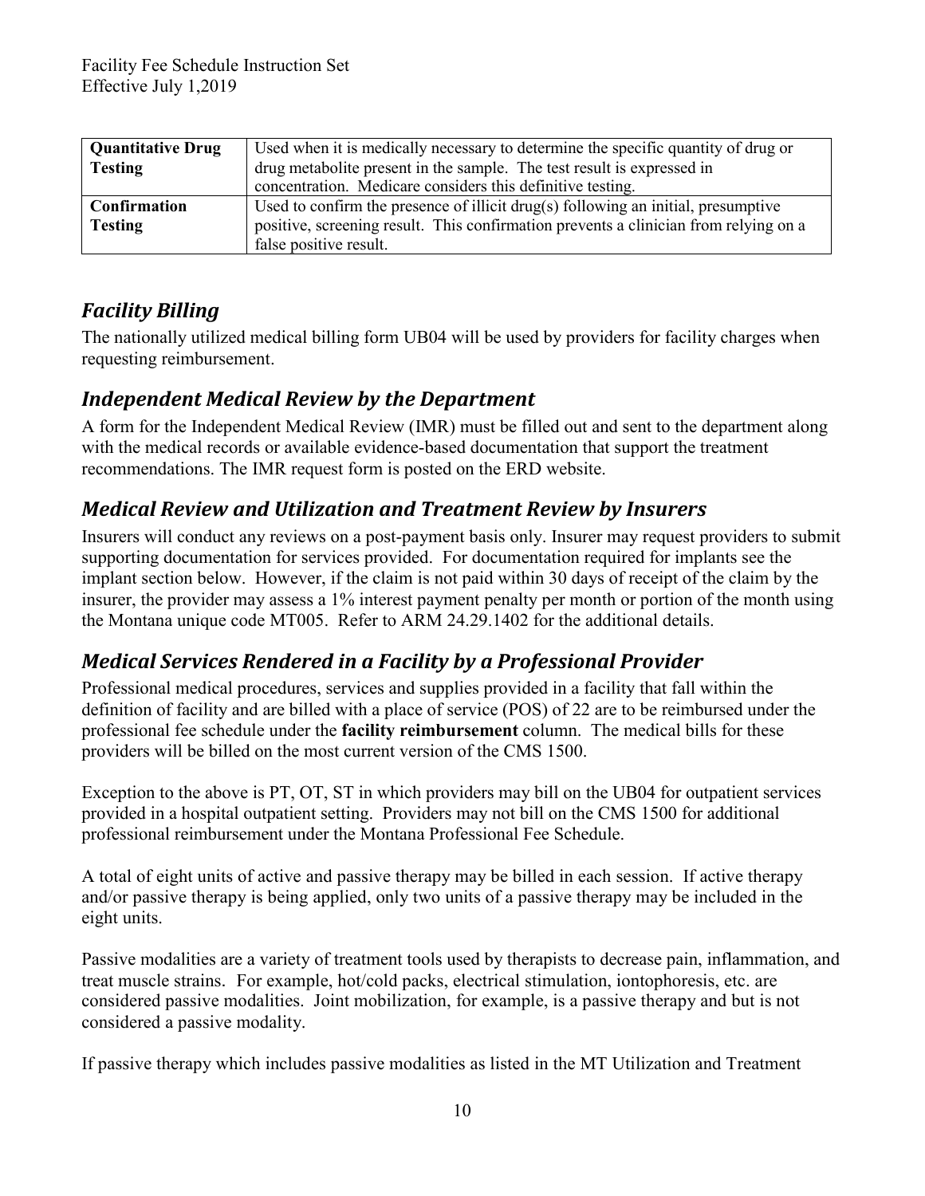| **Quantitative Drug Testing** | Used when it is medically necessary to determine the specific quantity of drug or drug metabolite present in the sample. The test result is expressed in concentration. Medicare considers this definitive testing. |
|---|---|
| **Confirmation Testing** | Used to confirm the presence of illicit drug(s) following an initial, presumptive positive, screening result. This confirmation prevents a clinician from relying on a false positive result. |

## *Facility Billing*

The nationally utilized medical billing form UB04 will be used by providers for facility charges when requesting reimbursement.

## *Independent Medical Review by the Department*

A form for the Independent Medical Review (IMR) must be filled out and sent to the department along with the medical records or available evidence-based documentation that support the treatment recommendations. The IMR request form is posted on the ERD website.

## *Medical Review and Utilization and Treatment Review by Insurers*

Insurers will conduct any reviews on a post-payment basis only. Insurer may request providers to submit supporting documentation for services provided. For documentation required for implants see the implant section below. However, if the claim is not paid within 30 days of receipt of the claim by the insurer, the provider may assess a 1% interest payment penalty per month or portion of the month using the Montana unique code MT005. Refer to ARM 24.29.1402 for the additional details.

## *Medical Services Rendered in a Facility by a Professional Provider*

Professional medical procedures, services and supplies provided in a facility that fall within the definition of facility and are billed with a place of service (POS) of 22 are to be reimbursed under the professional fee schedule under the **facility reimbursement** column. The medical bills for these providers will be billed on the most current version of the CMS 1500.

Exception to the above is PT, OT, ST in which providers may bill on the UB04 for outpatient services provided in a hospital outpatient setting. Providers may not bill on the CMS 1500 for additional professional reimbursement under the Montana Professional Fee Schedule.

A total of eight units of active and passive therapy may be billed in each session. If active therapy and/or passive therapy is being applied, only two units of a passive therapy may be included in the eight units.

Passive modalities are a variety of treatment tools used by therapists to decrease pain, inflammation, and treat muscle strains. For example, hot/cold packs, electrical stimulation, iontophoresis, etc. are considered passive modalities. Joint mobilization, for example, is a passive therapy and but is not considered a passive modality.

If passive therapy which includes passive modalities as listed in the MT Utilization and Treatment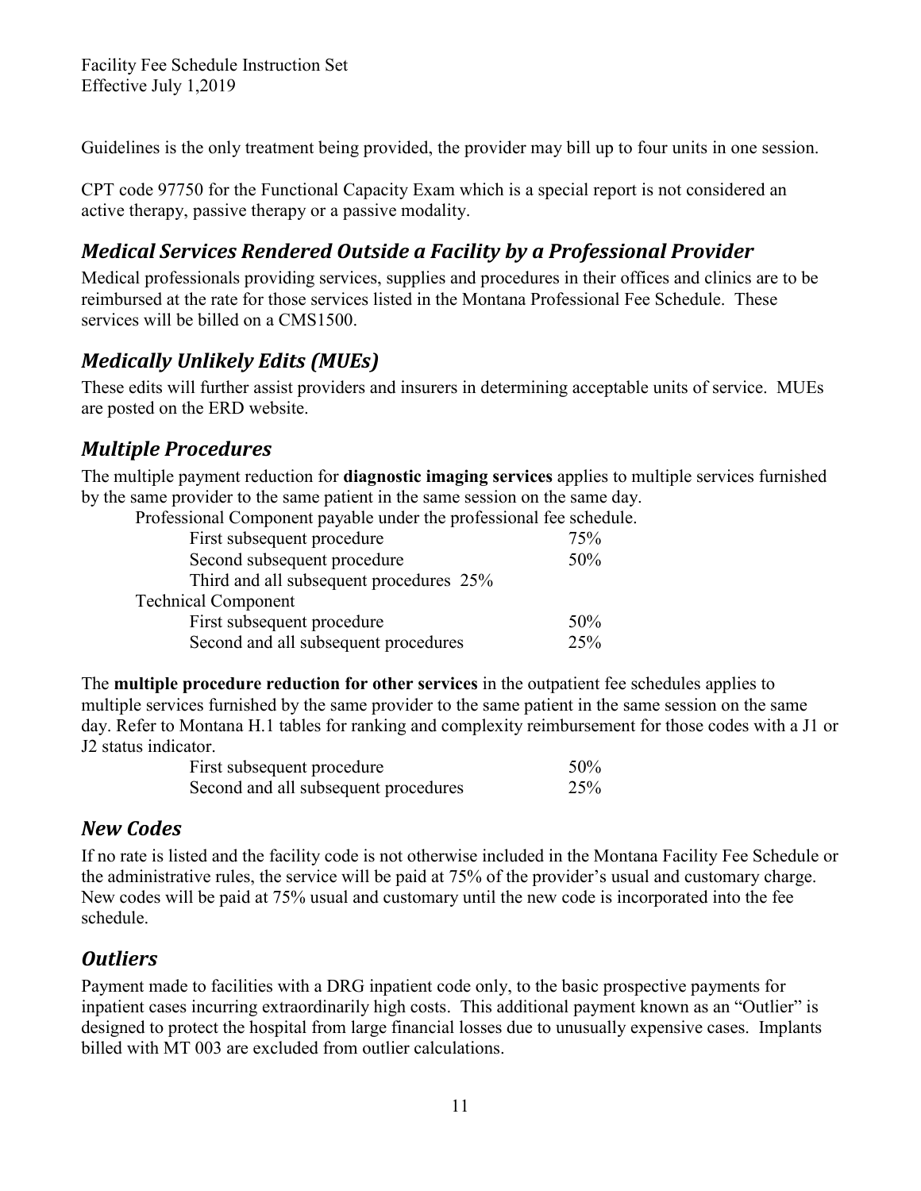Guidelines is the only treatment being provided, the provider may bill up to four units in one session.

CPT code 97750 for the Functional Capacity Exam which is a special report is not considered an active therapy, passive therapy or a passive modality.

## *Medical Services Rendered Outside a Facility by a Professional Provider*

Medical professionals providing services, supplies and procedures in their offices and clinics are to be reimbursed at the rate for those services listed in the Montana Professional Fee Schedule. These services will be billed on a CMS1500.

## *Medically Unlikely Edits (MUEs)*

These edits will further assist providers and insurers in determining acceptable units of service. MUEs are posted on the ERD website.

## *Multiple Procedures*

The multiple payment reduction for **diagnostic imaging services** applies to multiple services furnished by the same provider to the same patient in the same session on the same day.

| Professional Component payable under the professional fee schedule. | |
|---|---|
| First subsequent procedure | 75% |
| Second subsequent procedure | 50% |
| Third and all subsequent procedures | 25% |
| Technical Component | |
| First subsequent procedure | 50% |
| Second and all subsequent procedures | 25% |

The **multiple procedure reduction for other services** in the outpatient fee schedules applies to multiple services furnished by the same provider to the same patient in the same session on the same day. Refer to Montana H.1 tables for ranking and complexity reimbursement for those codes with a J1 or J2 status indicator.

| | |
|---|---|
| First subsequent procedure | 50% |
| Second and all subsequent procedures | 25% |

## *New Codes*

If no rate is listed and the facility code is not otherwise included in the Montana Facility Fee Schedule or the administrative rules, the service will be paid at 75% of the provider's usual and customary charge. New codes will be paid at 75% usual and customary until the new code is incorporated into the fee schedule.

## *Outliers*

Payment made to facilities with a DRG inpatient code only, to the basic prospective payments for inpatient cases incurring extraordinarily high costs. This additional payment known as an "Outlier" is designed to protect the hospital from large financial losses due to unusually expensive cases. Implants billed with MT 003 are excluded from outlier calculations.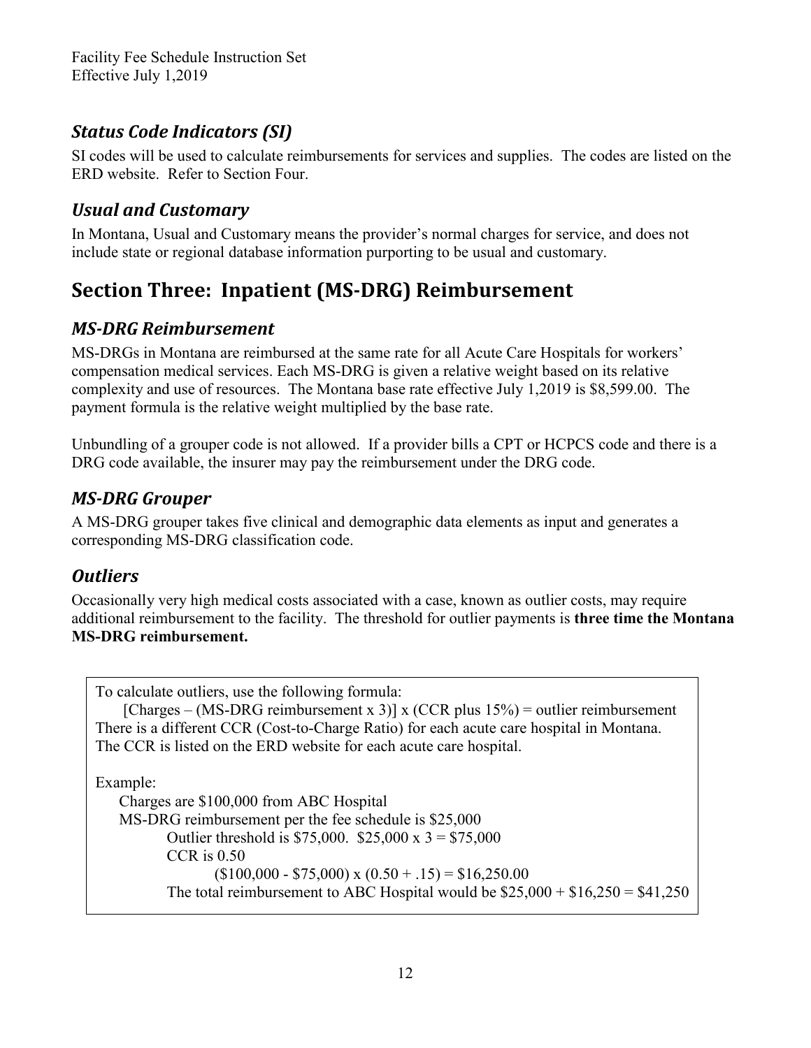### *Status Code Indicators (SI)*

SI codes will be used to calculate reimbursements for services and supplies. The codes are listed on the ERD website. Refer to Section Four.

### *Usual and Customary*

In Montana, Usual and Customary means the provider's normal charges for service, and does not include state or regional database information purporting to be usual and customary.

## Section Three: Inpatient (MS-DRG) Reimbursement

### *MS-DRG Reimbursement*

MS-DRGs in Montana are reimbursed at the same rate for all Acute Care Hospitals for workers' compensation medical services. Each MS-DRG is given a relative weight based on its relative complexity and use of resources. The Montana base rate effective July 1,2019 is $8,599.00. The payment formula is the relative weight multiplied by the base rate.

Unbundling of a grouper code is not allowed. If a provider bills a CPT or HCPCS code and there is a DRG code available, the insurer may pay the reimbursement under the DRG code.

### *MS-DRG Grouper*

A MS-DRG grouper takes five clinical and demographic data elements as input and generates a corresponding MS-DRG classification code.

### *Outliers*

Occasionally very high medical costs associated with a case, known as outlier costs, may require additional reimbursement to the facility. The threshold for outlier payments is **three time the Montana MS-DRG reimbursement.**

To calculate outliers, use the following formula:

[Charges – (MS-DRG reimbursement x 3)] x (CCR plus 15%) = outlier reimbursement

There is a different CCR (Cost-to-Charge Ratio) for each acute care hospital in Montana. The CCR is listed on the ERD website for each acute care hospital.

Example:

Charges are $100,000 from ABC Hospital

MS-DRG reimbursement per the fee schedule is $25,000

Outlier threshold is $75,000. $25,000 x 3 = $75,000

CCR is 0.50

($100,000 - $75,000) x (0.50 + .15) = $16,250.00

The total reimbursement to ABC Hospital would be $25,000 + $16,250 = $41,250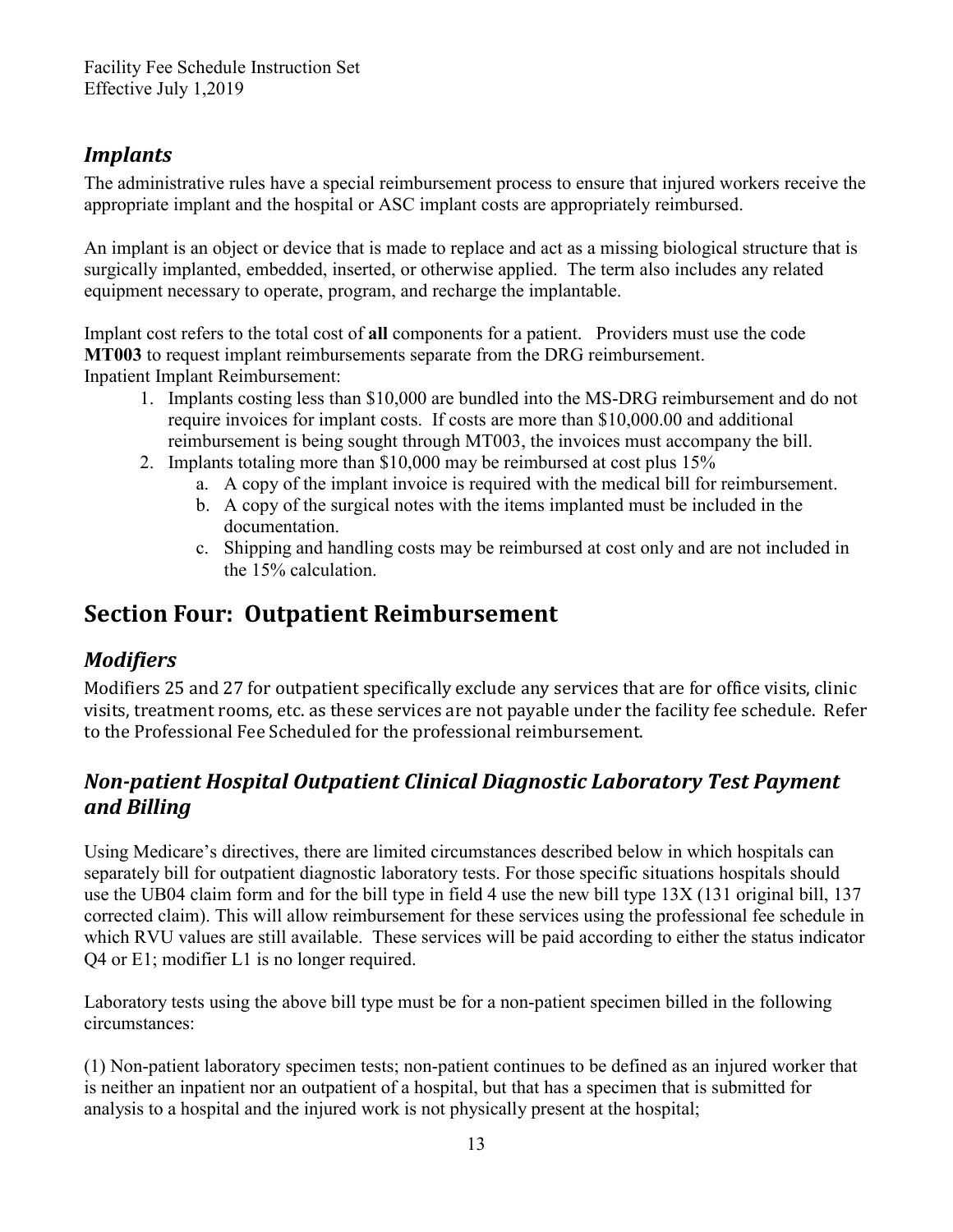## *Implants*

The administrative rules have a special reimbursement process to ensure that injured workers receive the appropriate implant and the hospital or ASC implant costs are appropriately reimbursed.

An implant is an object or device that is made to replace and act as a missing biological structure that is surgically implanted, embedded, inserted, or otherwise applied. The term also includes any related equipment necessary to operate, program, and recharge the implantable.

Implant cost refers to the total cost of **all** components for a patient. Providers must use the code **MT003** to request implant reimbursements separate from the DRG reimbursement.
Inpatient Implant Reimbursement:

1. Implants costing less than $10,000 are bundled into the MS-DRG reimbursement and do not require invoices for implant costs. If costs are more than $10,000.00 and additional reimbursement is being sought through MT003, the invoices must accompany the bill.
2. Implants totaling more than $10,000 may be reimbursed at cost plus 15%
    a. A copy of the implant invoice is required with the medical bill for reimbursement.
    b. A copy of the surgical notes with the items implanted must be included in the documentation.
    c. Shipping and handling costs may be reimbursed at cost only and are not included in the 15% calculation.

# Section Four: Outpatient Reimbursement

## *Modifiers*

Modifiers 25 and 27 for outpatient specifically exclude any services that are for office visits, clinic visits, treatment rooms, etc. as these services are not payable under the facility fee schedule. Refer to the Professional Fee Scheduled for the professional reimbursement.

## *Non-patient Hospital Outpatient Clinical Diagnostic Laboratory Test Payment and Billing*

Using Medicare's directives, there are limited circumstances described below in which hospitals can separately bill for outpatient diagnostic laboratory tests. For those specific situations hospitals should use the UB04 claim form and for the bill type in field 4 use the new bill type 13X (131 original bill, 137 corrected claim). This will allow reimbursement for these services using the professional fee schedule in which RVU values are still available. These services will be paid according to either the status indicator Q4 or E1; modifier L1 is no longer required.

Laboratory tests using the above bill type must be for a non-patient specimen billed in the following circumstances:

(1) Non-patient laboratory specimen tests; non-patient continues to be defined as an injured worker that is neither an inpatient nor an outpatient of a hospital, but that has a specimen that is submitted for analysis to a hospital and the injured work is not physically present at the hospital;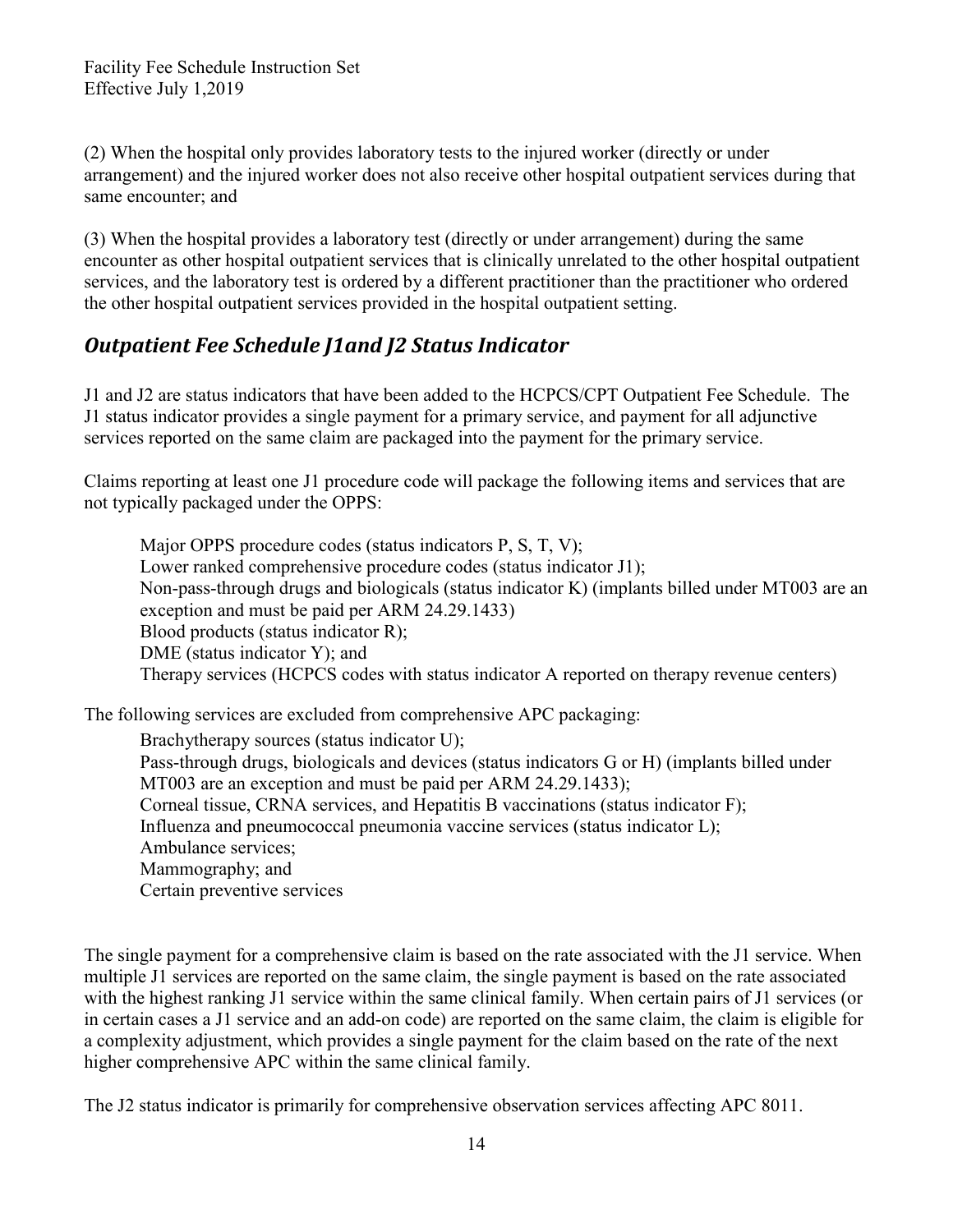(2) When the hospital only provides laboratory tests to the injured worker (directly or under arrangement) and the injured worker does not also receive other hospital outpatient services during that same encounter; and

(3) When the hospital provides a laboratory test (directly or under arrangement) during the same encounter as other hospital outpatient services that is clinically unrelated to the other hospital outpatient services, and the laboratory test is ordered by a different practitioner than the practitioner who ordered the other hospital outpatient services provided in the hospital outpatient setting.

## *Outpatient Fee Schedule J1and J2 Status Indicator*

J1 and J2 are status indicators that have been added to the HCPCS/CPT Outpatient Fee Schedule. The J1 status indicator provides a single payment for a primary service, and payment for all adjunctive services reported on the same claim are packaged into the payment for the primary service.

Claims reporting at least one J1 procedure code will package the following items and services that are not typically packaged under the OPPS:

Major OPPS procedure codes (status indicators P, S, T, V);  
Lower ranked comprehensive procedure codes (status indicator J1);  
Non-pass-through drugs and biologicals (status indicator K) (implants billed under MT003 are an exception and must be paid per ARM 24.29.1433)  
Blood products (status indicator R);  
DME (status indicator Y); and  
Therapy services (HCPCS codes with status indicator A reported on therapy revenue centers)

The following services are excluded from comprehensive APC packaging:

Brachytherapy sources (status indicator U);  
Pass-through drugs, biologicals and devices (status indicators G or H) (implants billed under MT003 are an exception and must be paid per ARM 24.29.1433);  
Corneal tissue, CRNA services, and Hepatitis B vaccinations (status indicator F);  
Influenza and pneumococcal pneumonia vaccine services (status indicator L);  
Ambulance services;  
Mammography; and  
Certain preventive services

The single payment for a comprehensive claim is based on the rate associated with the J1 service. When multiple J1 services are reported on the same claim, the single payment is based on the rate associated with the highest ranking J1 service within the same clinical family. When certain pairs of J1 services (or in certain cases a J1 service and an add-on code) are reported on the same claim, the claim is eligible for a complexity adjustment, which provides a single payment for the claim based on the rate of the next higher comprehensive APC within the same clinical family.

The J2 status indicator is primarily for comprehensive observation services affecting APC 8011.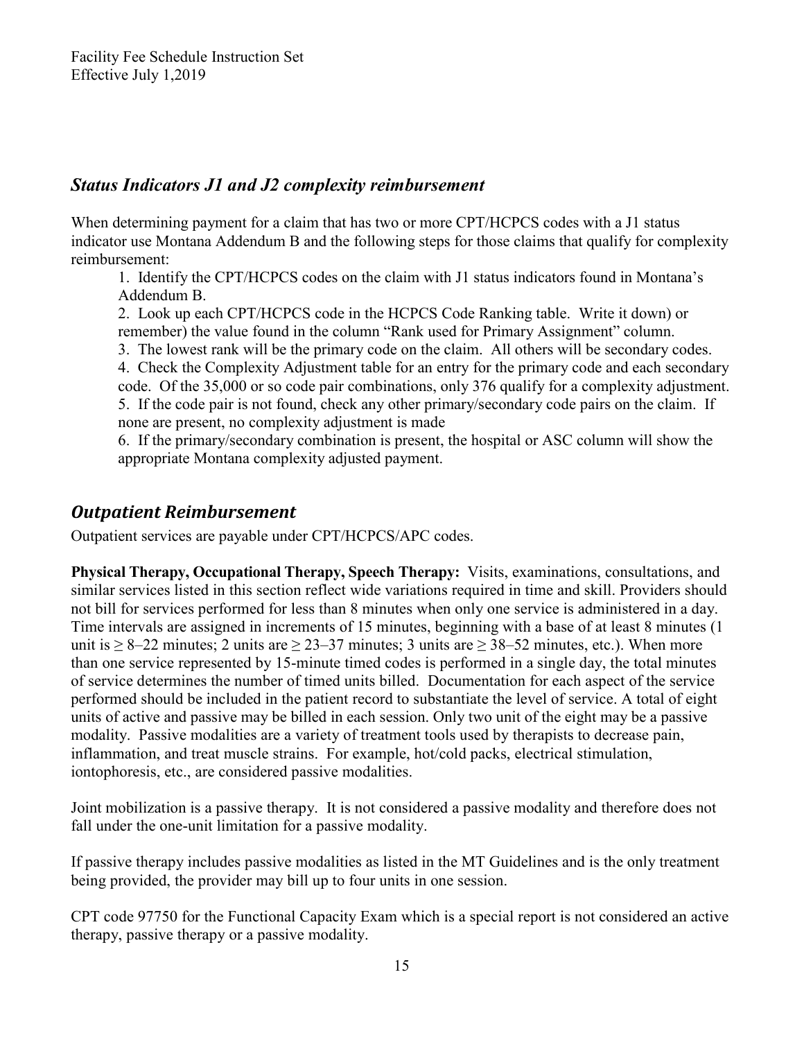## *Status Indicators J1 and J2 complexity reimbursement*

When determining payment for a claim that has two or more CPT/HCPCS codes with a J1 status indicator use Montana Addendum B and the following steps for those claims that qualify for complexity reimbursement:

1. Identify the CPT/HCPCS codes on the claim with J1 status indicators found in Montana's Addendum B.
2. Look up each CPT/HCPCS code in the HCPCS Code Ranking table. Write it down) or remember) the value found in the column "Rank used for Primary Assignment" column.
3. The lowest rank will be the primary code on the claim. All others will be secondary codes.
4. Check the Complexity Adjustment table for an entry for the primary code and each secondary code. Of the 35,000 or so code pair combinations, only 376 qualify for a complexity adjustment.
5. If the code pair is not found, check any other primary/secondary code pairs on the claim. If none are present, no complexity adjustment is made
6. If the primary/secondary combination is present, the hospital or ASC column will show the appropriate Montana complexity adjusted payment.

## *Outpatient Reimbursement*

Outpatient services are payable under CPT/HCPCS/APC codes.

**Physical Therapy, Occupational Therapy, Speech Therapy:** Visits, examinations, consultations, and similar services listed in this section reflect wide variations required in time and skill. Providers should not bill for services performed for less than 8 minutes when only one service is administered in a day. Time intervals are assigned in increments of 15 minutes, beginning with a base of at least 8 minutes (1 unit is ≥ 8–22 minutes; 2 units are ≥ 23–37 minutes; 3 units are ≥ 38–52 minutes, etc.). When more than one service represented by 15-minute timed codes is performed in a single day, the total minutes of service determines the number of timed units billed. Documentation for each aspect of the service performed should be included in the patient record to substantiate the level of service. A total of eight units of active and passive may be billed in each session. Only two unit of the eight may be a passive modality. Passive modalities are a variety of treatment tools used by therapists to decrease pain, inflammation, and treat muscle strains. For example, hot/cold packs, electrical stimulation, iontophoresis, etc., are considered passive modalities.

Joint mobilization is a passive therapy. It is not considered a passive modality and therefore does not fall under the one-unit limitation for a passive modality.

If passive therapy includes passive modalities as listed in the MT Guidelines and is the only treatment being provided, the provider may bill up to four units in one session.

CPT code 97750 for the Functional Capacity Exam which is a special report is not considered an active therapy, passive therapy or a passive modality.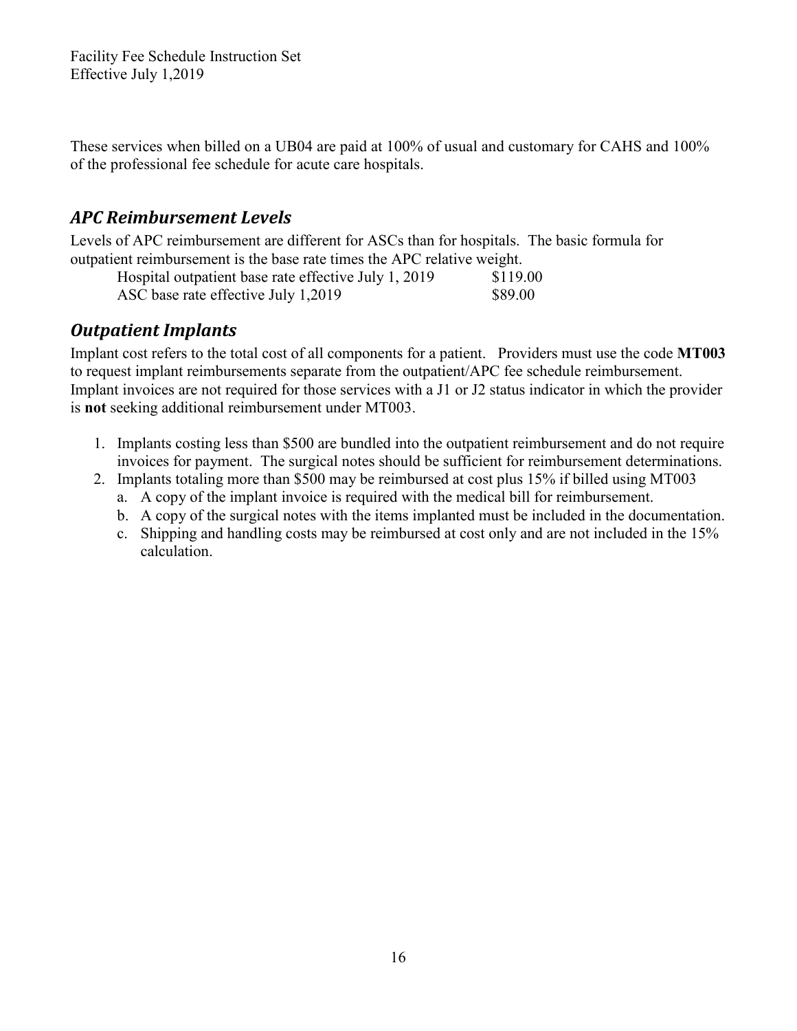These services when billed on a UB04 are paid at 100% of usual and customary for CAHS and 100% of the professional fee schedule for acute care hospitals.

## *APC Reimbursement Levels*

Levels of APC reimbursement are different for ASCs than for hospitals. The basic formula for outpatient reimbursement is the base rate times the APC relative weight.

| | |
|---|---|
| Hospital outpatient base rate effective July 1, 2019 | $119.00 |
| ASC base rate effective July 1,2019 | $89.00 |

## *Outpatient Implants*

Implant cost refers to the total cost of all components for a patient. Providers must use the code **MT003** to request implant reimbursements separate from the outpatient/APC fee schedule reimbursement. Implant invoices are not required for those services with a J1 or J2 status indicator in which the provider is **not** seeking additional reimbursement under MT003.

1. Implants costing less than $500 are bundled into the outpatient reimbursement and do not require invoices for payment. The surgical notes should be sufficient for reimbursement determinations.
2. Implants totaling more than $500 may be reimbursed at cost plus 15% if billed using MT003
   a. A copy of the implant invoice is required with the medical bill for reimbursement.
   b. A copy of the surgical notes with the items implanted must be included in the documentation.
   c. Shipping and handling costs may be reimbursed at cost only and are not included in the 15% calculation.